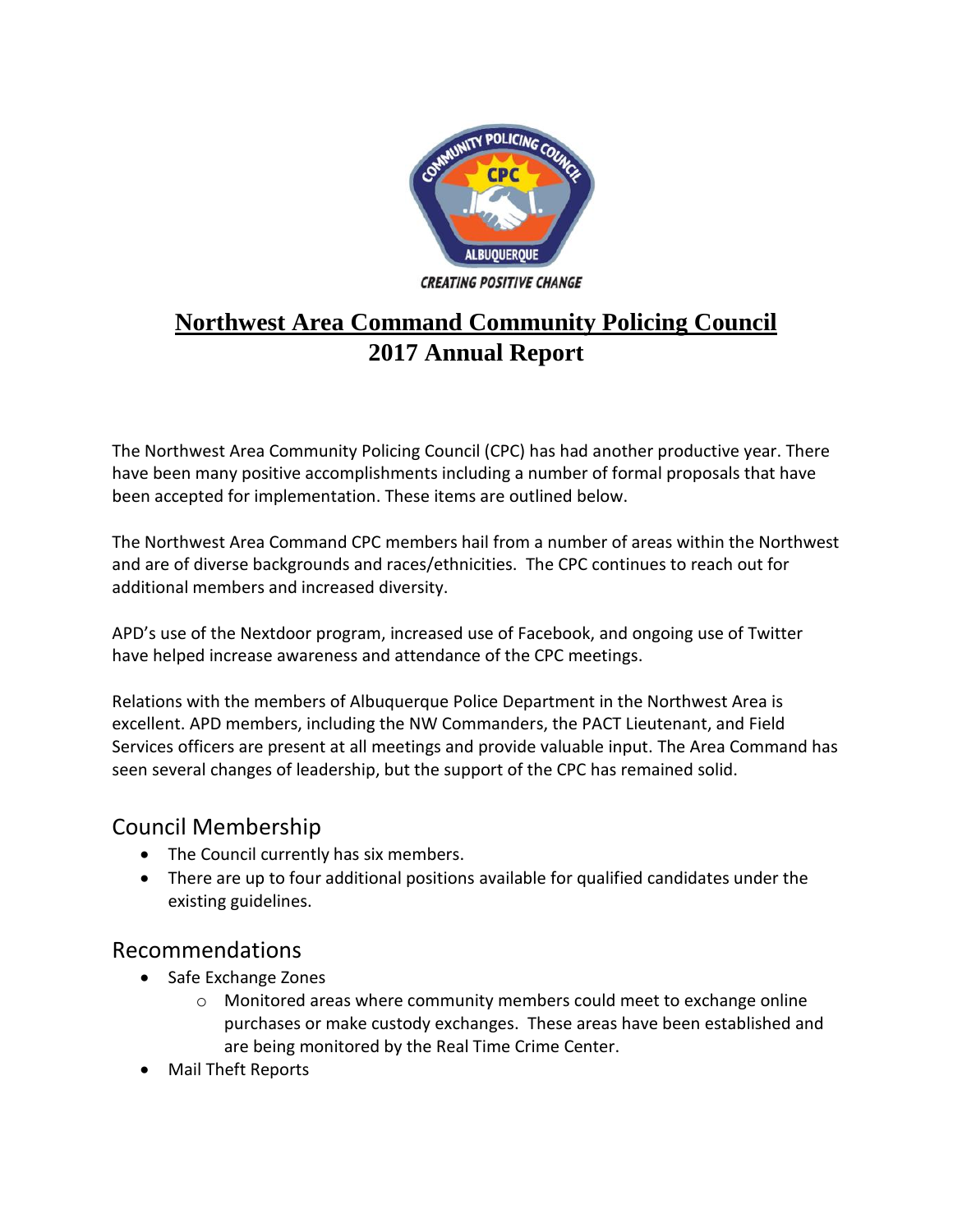# Northwest Area Command Community Policing Council
## 2017 Annual Report

The Northwest Area Community Policing Council (CPC) has had another productive year. There have been many positive accomplishments including a number of formal proposals that have been accepted for implementation. These items are outlined below.

The Northwest Area Command CPC members hail from a number of areas within the Northwest and are of diverse backgrounds and races/ethnicities. The CPC continues to reach out for additional members and increased diversity.

APD's use of the Nextdoor program, increased use of Facebook, and ongoing use of Twitter have helped increase awareness and attendance of the CPC meetings.

Relations with the members of Albuquerque Police Department in the Northwest Area is excellent. APD members, including the NW Commanders, the PACT Lieutenant, and Field Services officers are present at all meetings and provide valuable input. The Area Command has seen several changes of leadership, but the support of the CPC has remained solid.

## Council Membership

- The Council currently has six members.
- There are up to four additional positions available for qualified candidates under the existing guidelines.

## Recommendations

- Safe Exchange Zones
  - Monitored areas where community members could meet to exchange online purchases or make custody exchanges. These areas have been established and are being monitored by the Real Time Crime Center.
- Mail Theft Reports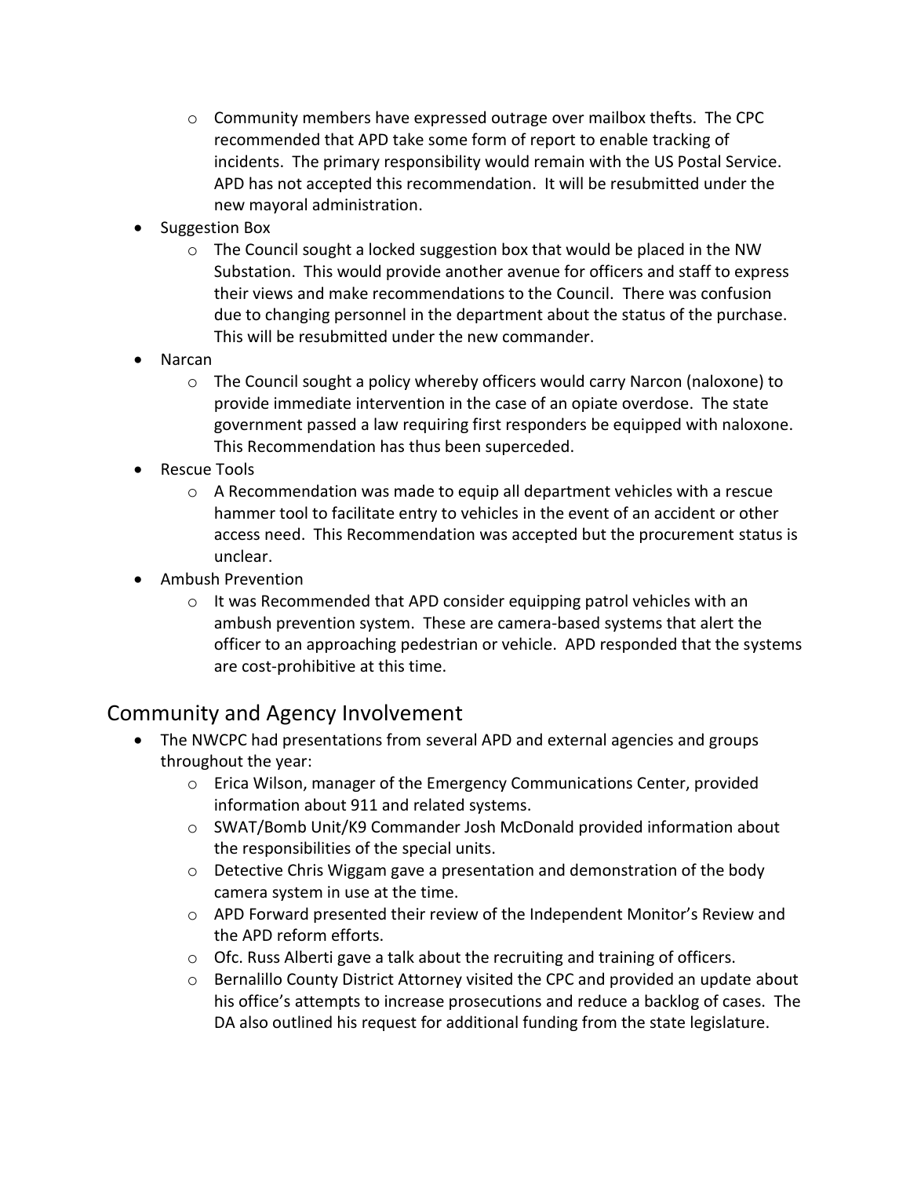- Community members have expressed outrage over mailbox thefts. The CPC recommended that APD take some form of report to enable tracking of incidents. The primary responsibility would remain with the US Postal Service. APD has not accepted this recommendation. It will be resubmitted under the new mayoral administration.
- Suggestion Box
  - The Council sought a locked suggestion box that would be placed in the NW Substation. This would provide another avenue for officers and staff to express their views and make recommendations to the Council. There was confusion due to changing personnel in the department about the status of the purchase. This will be resubmitted under the new commander.
- Narcan
  - The Council sought a policy whereby officers would carry Narcon (naloxone) to provide immediate intervention in the case of an opiate overdose. The state government passed a law requiring first responders be equipped with naloxone. This Recommendation has thus been superceded.
- Rescue Tools
  - A Recommendation was made to equip all department vehicles with a rescue hammer tool to facilitate entry to vehicles in the event of an accident or other access need. This Recommendation was accepted but the procurement status is unclear.
- Ambush Prevention
  - It was Recommended that APD consider equipping patrol vehicles with an ambush prevention system. These are camera-based systems that alert the officer to an approaching pedestrian or vehicle. APD responded that the systems are cost-prohibitive at this time.

## Community and Agency Involvement

- The NWCPC had presentations from several APD and external agencies and groups throughout the year:
  - Erica Wilson, manager of the Emergency Communications Center, provided information about 911 and related systems.
  - SWAT/Bomb Unit/K9 Commander Josh McDonald provided information about the responsibilities of the special units.
  - Detective Chris Wiggam gave a presentation and demonstration of the body camera system in use at the time.
  - APD Forward presented their review of the Independent Monitor's Review and the APD reform efforts.
  - Ofc. Russ Alberti gave a talk about the recruiting and training of officers.
  - Bernalillo County District Attorney visited the CPC and provided an update about his office's attempts to increase prosecutions and reduce a backlog of cases. The DA also outlined his request for additional funding from the state legislature.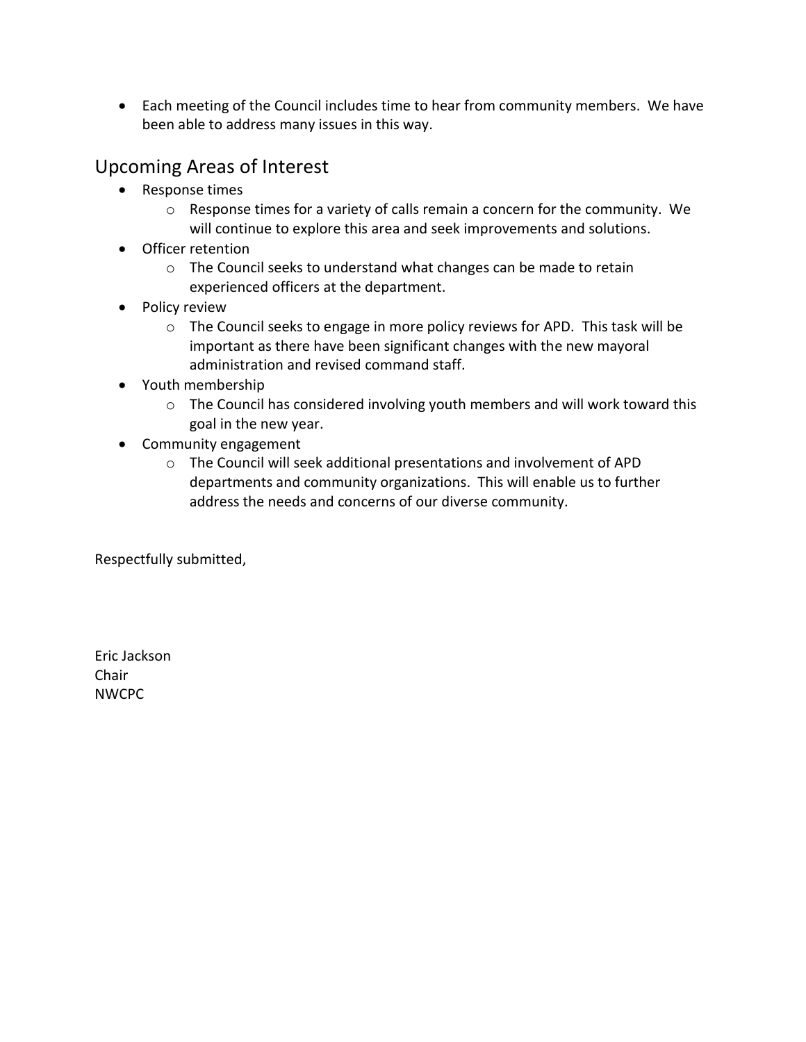- Each meeting of the Council includes time to hear from community members. We have been able to address many issues in this way.

## Upcoming Areas of Interest

- Response times
  - Response times for a variety of calls remain a concern for the community. We will continue to explore this area and seek improvements and solutions.
- Officer retention
  - The Council seeks to understand what changes can be made to retain experienced officers at the department.
- Policy review
  - The Council seeks to engage in more policy reviews for APD. This task will be important as there have been significant changes with the new mayoral administration and revised command staff.
- Youth membership
  - The Council has considered involving youth members and will work toward this goal in the new year.
- Community engagement
  - The Council will seek additional presentations and involvement of APD departments and community organizations. This will enable us to further address the needs and concerns of our diverse community.

Respectfully submitted,

Eric Jackson  
Chair  
NWCPC